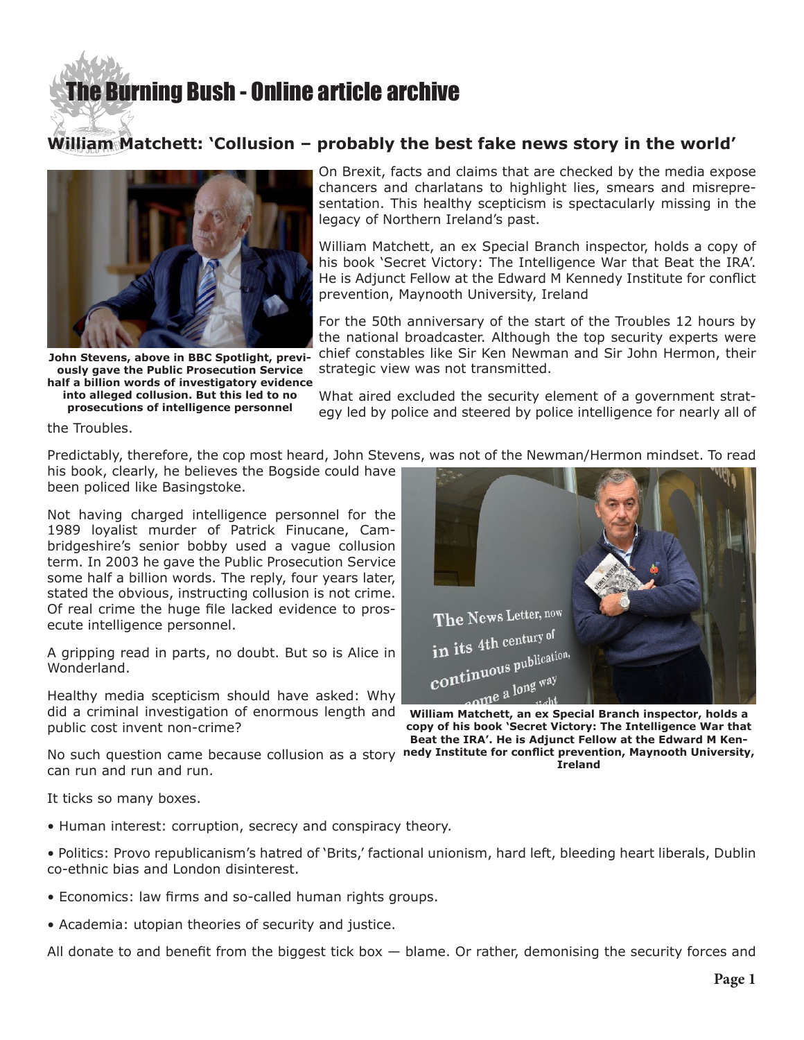# The Burning Bush - Online article archive

## William Matchett: 'Collusion – probably the best fake news story in the world'

John Stevens, above in BBC Spotlight, previously gave the Public Prosecution Service half a billion words of investigatory evidence into alleged collusion. But this led to no prosecutions of intelligence personnel

On Brexit, facts and claims that are checked by the media expose chancers and charlatans to highlight lies, smears and misrepresentation. This healthy scepticism is spectacularly missing in the legacy of Northern Ireland's past.

William Matchett, an ex Special Branch inspector, holds a copy of his book 'Secret Victory: The Intelligence War that Beat the IRA'. He is Adjunct Fellow at the Edward M Kennedy Institute for conflict prevention, Maynooth University, Ireland

For the 50th anniversary of the start of the Troubles 12 hours by the national broadcaster. Although the top security experts were chief constables like Sir Ken Newman and Sir John Hermon, their strategic view was not transmitted.

What aired excluded the security element of a government strategy led by police and steered by police intelligence for nearly all of the Troubles.

Predictably, therefore, the cop most heard, John Stevens, was not of the Newman/Hermon mindset. To read his book, clearly, he believes the Bogside could have been policed like Basingstoke.

Not having charged intelligence personnel for the 1989 loyalist murder of Patrick Finucane, Cambridgeshire's senior bobby used a vague collusion term. In 2003 he gave the Public Prosecution Service some half a billion words. The reply, four years later, stated the obvious, instructing collusion is not crime. Of real crime the huge file lacked evidence to prosecute intelligence personnel.

A gripping read in parts, no doubt. But so is Alice in Wonderland.

Healthy media scepticism should have asked: Why did a criminal investigation of enormous length and public cost invent non-crime?

William Matchett, an ex Special Branch inspector, holds a copy of his book 'Secret Victory: The Intelligence War that Beat the IRA'. He is Adjunct Fellow at the Edward M Kennedy Institute for conflict prevention, Maynooth University, Ireland

No such question came because collusion as a story can run and run and run.

It ticks so many boxes.

- Human interest: corruption, secrecy and conspiracy theory.
- Politics: Provo republicanism's hatred of 'Brits,' factional unionism, hard left, bleeding heart liberals, Dublin co-ethnic bias and London disinterest.
- Economics: law firms and so-called human rights groups.
- Academia: utopian theories of security and justice.

All donate to and benefit from the biggest tick box — blame. Or rather, demonising the security forces and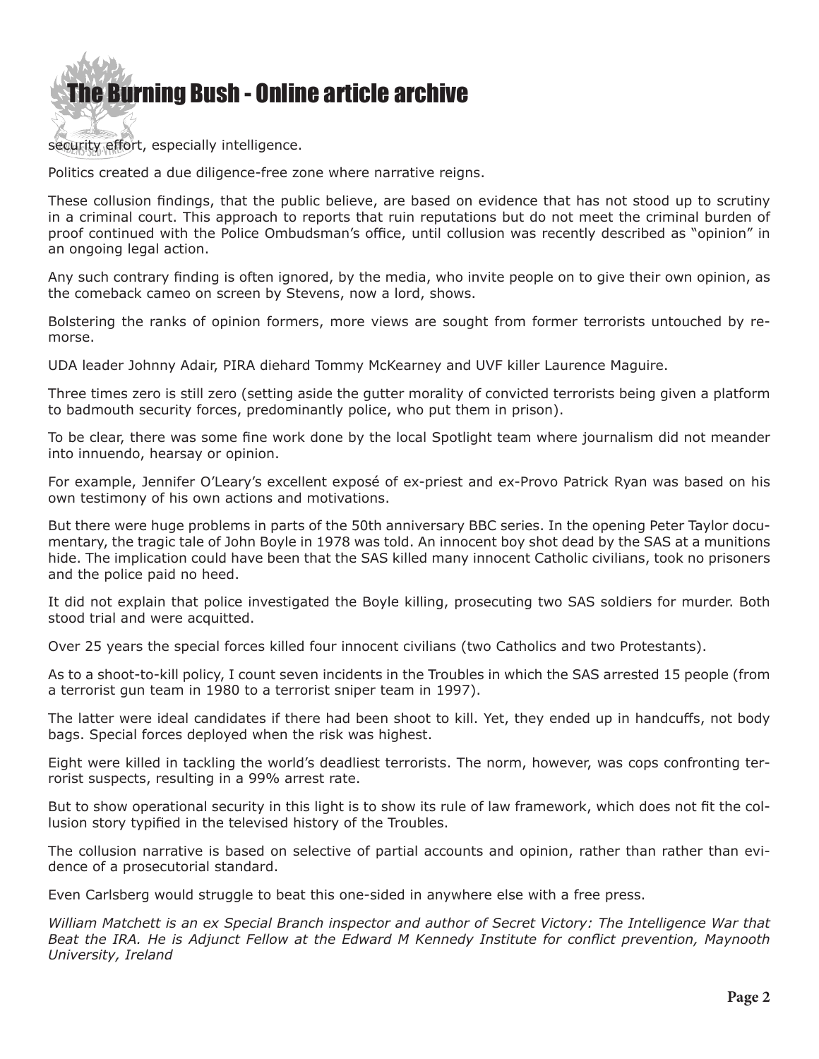security effort, especially intelligence.

Politics created a due diligence-free zone where narrative reigns.

These collusion findings, that the public believe, are based on evidence that has not stood up to scrutiny in a criminal court. This approach to reports that ruin reputations but do not meet the criminal burden of proof continued with the Police Ombudsman's office, until collusion was recently described as "opinion" in an ongoing legal action.

Any such contrary finding is often ignored, by the media, who invite people on to give their own opinion, as the comeback cameo on screen by Stevens, now a lord, shows.

Bolstering the ranks of opinion formers, more views are sought from former terrorists untouched by remorse.

UDA leader Johnny Adair, PIRA diehard Tommy McKearney and UVF killer Laurence Maguire.

Three times zero is still zero (setting aside the gutter morality of convicted terrorists being given a platform to badmouth security forces, predominantly police, who put them in prison).

To be clear, there was some fine work done by the local Spotlight team where journalism did not meander into innuendo, hearsay or opinion.

For example, Jennifer O'Leary's excellent exposé of ex-priest and ex-Provo Patrick Ryan was based on his own testimony of his own actions and motivations.

But there were huge problems in parts of the 50th anniversary BBC series. In the opening Peter Taylor documentary, the tragic tale of John Boyle in 1978 was told. An innocent boy shot dead by the SAS at a munitions hide. The implication could have been that the SAS killed many innocent Catholic civilians, took no prisoners and the police paid no heed.

It did not explain that police investigated the Boyle killing, prosecuting two SAS soldiers for murder. Both stood trial and were acquitted.

Over 25 years the special forces killed four innocent civilians (two Catholics and two Protestants).

As to a shoot-to-kill policy, I count seven incidents in the Troubles in which the SAS arrested 15 people (from a terrorist gun team in 1980 to a terrorist sniper team in 1997).

The latter were ideal candidates if there had been shoot to kill. Yet, they ended up in handcuffs, not body bags. Special forces deployed when the risk was highest.

Eight were killed in tackling the world's deadliest terrorists. The norm, however, was cops confronting terrorist suspects, resulting in a 99% arrest rate.

But to show operational security in this light is to show its rule of law framework, which does not fit the collusion story typified in the televised history of the Troubles.

The collusion narrative is based on selective of partial accounts and opinion, rather than rather than evidence of a prosecutorial standard.

Even Carlsberg would struggle to beat this one-sided in anywhere else with a free press.

*William Matchett is an ex Special Branch inspector and author of Secret Victory: The Intelligence War that Beat the IRA. He is Adjunct Fellow at the Edward M Kennedy Institute for conflict prevention, Maynooth University, Ireland*